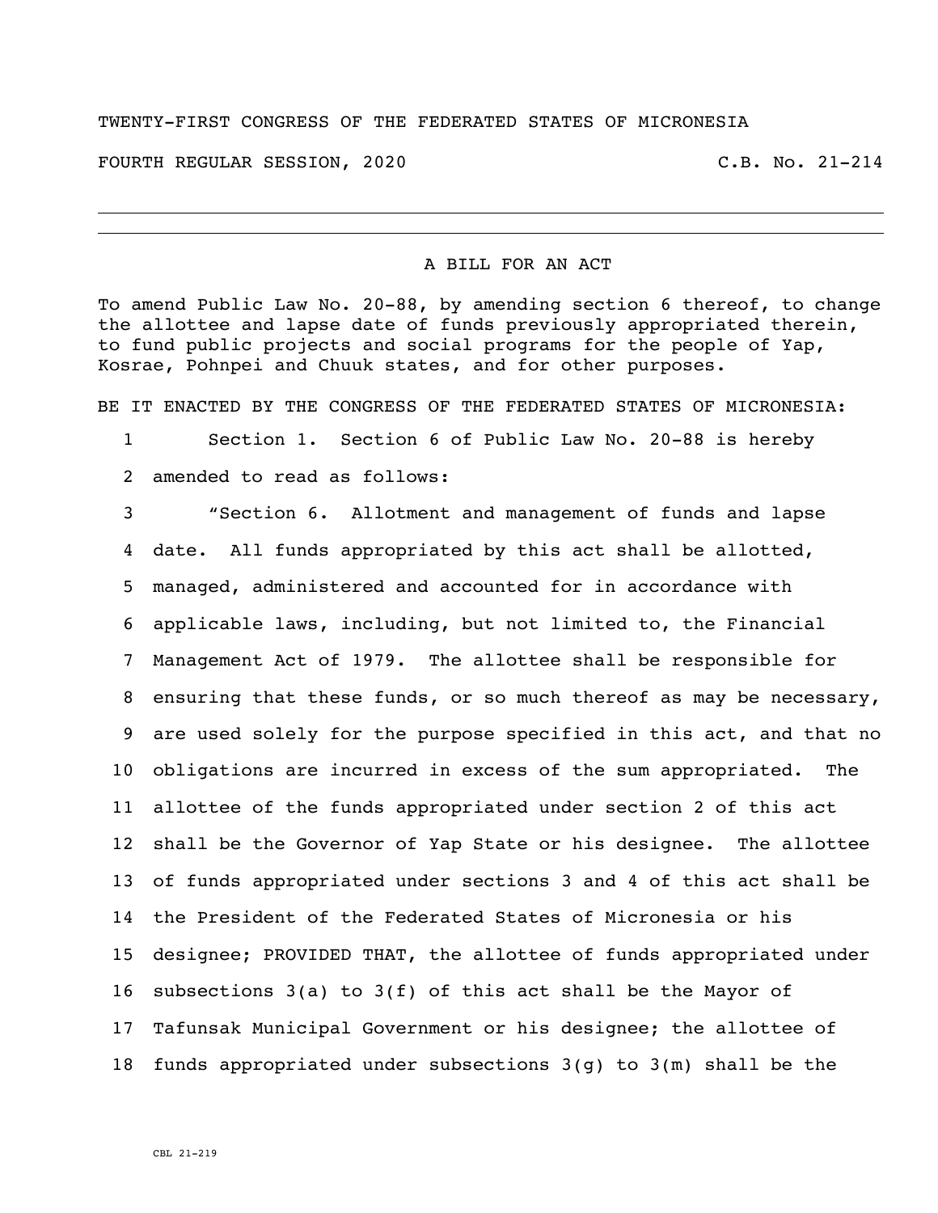TWENTY-FIRST CONGRESS OF THE FEDERATED STATES OF MICRONESIA

FOURTH REGULAR SESSION, 2020 C.B. No. 21-214

---

A BILL FOR AN ACT

To amend Public Law No. 20-88, by amending section 6 thereof, to change the allottee and lapse date of funds previously appropriated therein, to fund public projects and social programs for the people of Yap, Kosrae, Pohnpei and Chuuk states, and for other purposes.

BE IT ENACTED BY THE CONGRESS OF THE FEDERATED STATES OF MICRONESIA:

1 Section 1. Section 6 of Public Law No. 20-88 is hereby
2 amended to read as follows:
3 "Section 6. Allotment and management of funds and lapse
4 date. All funds appropriated by this act shall be allotted,
5 managed, administered and accounted for in accordance with
6 applicable laws, including, but not limited to, the Financial
7 Management Act of 1979. The allottee shall be responsible for
8 ensuring that these funds, or so much thereof as may be necessary,
9 are used solely for the purpose specified in this act, and that no
10 obligations are incurred in excess of the sum appropriated. The
11 allottee of the funds appropriated under section 2 of this act
12 shall be the Governor of Yap State or his designee. The allottee
13 of funds appropriated under sections 3 and 4 of this act shall be
14 the President of the Federated States of Micronesia or his
15 designee; PROVIDED THAT, the allottee of funds appropriated under
16 subsections 3(a) to 3(f) of this act shall be the Mayor of
17 Tafunsak Municipal Government or his designee; the allottee of
18 funds appropriated under subsections 3(g) to 3(m) shall be the

CBL 21-219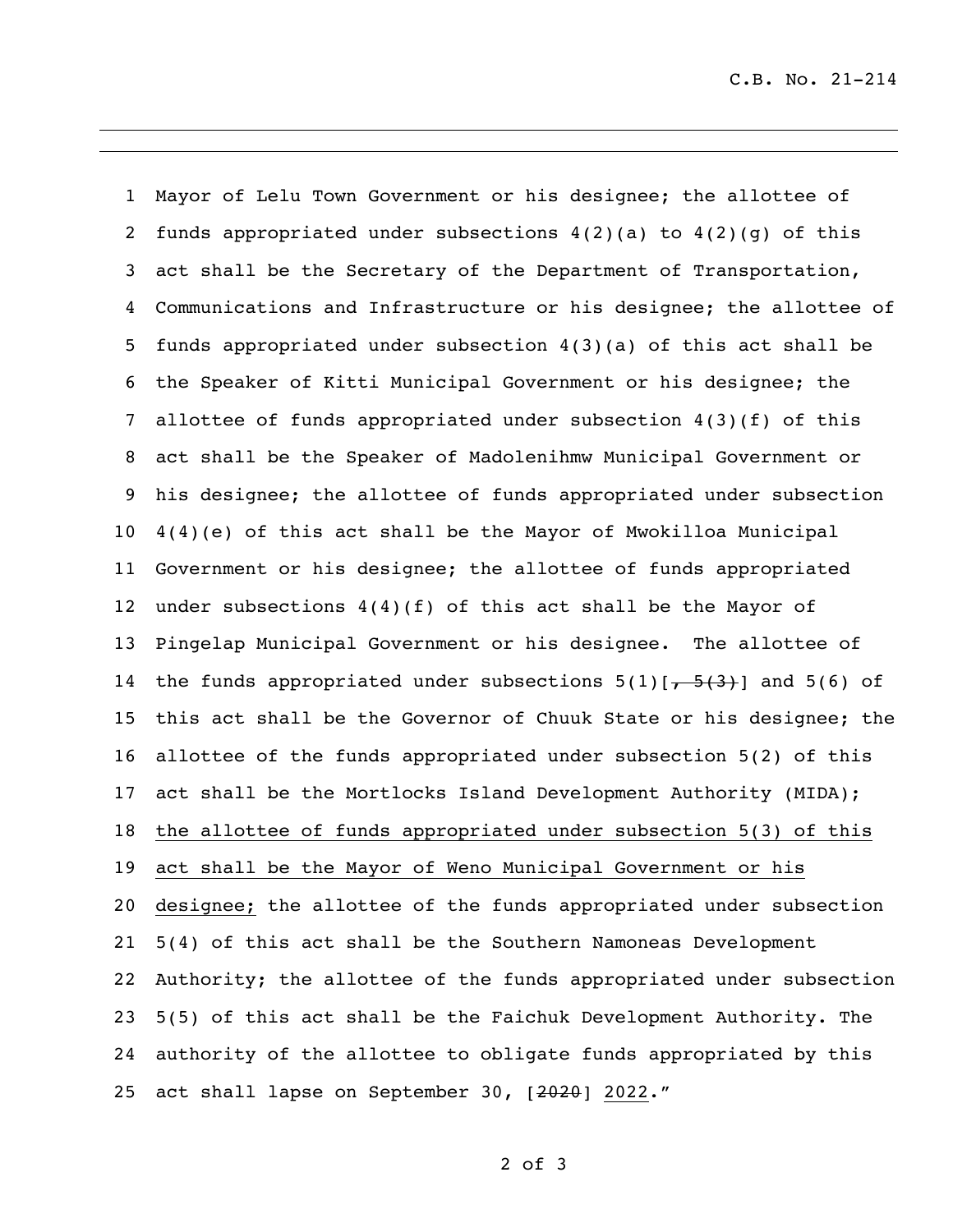Mayor of Lelu Town Government or his designee; the allottee of funds appropriated under subsections 4(2)(a) to 4(2)(g) of this act shall be the Secretary of the Department of Transportation, Communications and Infrastructure or his designee; the allottee of funds appropriated under subsection 4(3)(a) of this act shall be the Speaker of Kitti Municipal Government or his designee; the allottee of funds appropriated under subsection 4(3)(f) of this act shall be the Speaker of Madolenihmw Municipal Government or his designee; the allottee of funds appropriated under subsection 4(4)(e) of this act shall be the Mayor of Mwokilloa Municipal Government or his designee; the allottee of funds appropriated under subsections 4(4)(f) of this act shall be the Mayor of Pingelap Municipal Government or his designee. The allottee of the funds appropriated under subsections 5(1)[~~, 5(3)~~] and 5(6) of this act shall be the Governor of Chuuk State or his designee; the allottee of the funds appropriated under subsection 5(2) of this act shall be the Mortlocks Island Development Authority (MIDA); <u>the allottee of funds appropriated under subsection 5(3) of this act shall be the Mayor of Weno Municipal Government or his designee;</u> the allottee of the funds appropriated under subsection 5(4) of this act shall be the Southern Namoneas Development Authority; the allottee of the funds appropriated under subsection 5(5) of this act shall be the Faichuk Development Authority. The authority of the allottee to obligate funds appropriated by this act shall lapse on September 30, [~~2020~~] <u>2022</u>."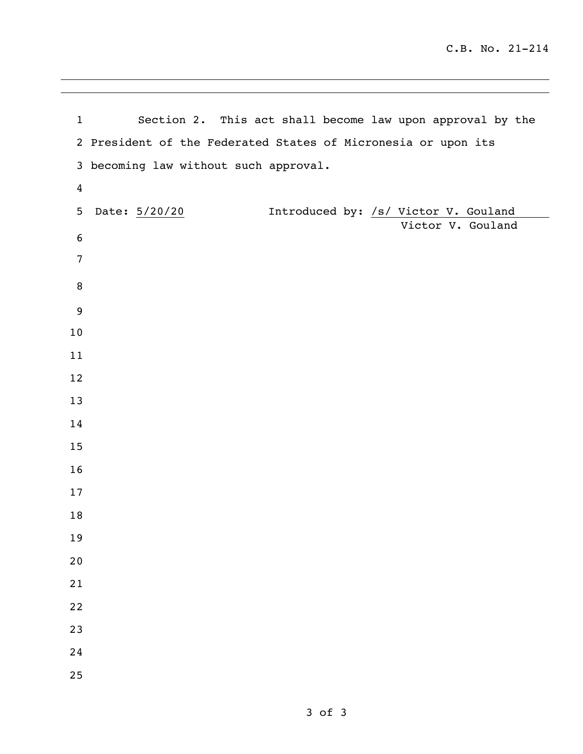Section 2. This act shall become law upon approval by the President of the Federated States of Micronesia or upon its becoming law without such approval.

Date: 5/20/20 Introduced by: /s/ Victor V. Gouland

Victor V. Gouland